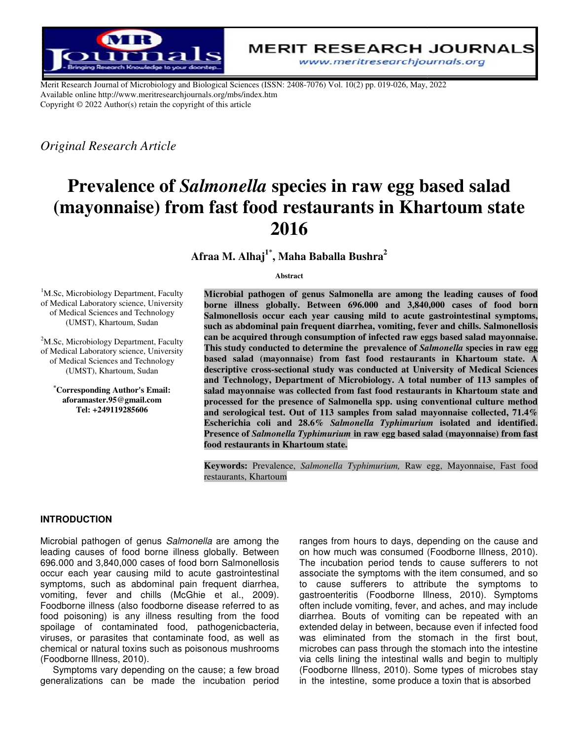*Original Research Article*

# Prevalence of *Salmonella* species in raw egg based salad (mayonnaise) from fast food restaurants in Khartoum state 2016

**Afraa M. Alhaj[1*], Maha Baballa Bushra[2]**

[1]M.Sc, Microbiology Department, Faculty of Medical Laboratory science, University of Medical Sciences and Technology (UMST), Khartoum, Sudan

[2]M.Sc, Microbiology Department, Faculty of Medical Laboratory science, University of Medical Sciences and Technology (UMST), Khartoum, Sudan

**[*]Corresponding Author's Email: aforamaster.95@gmail.com**
**Tel: +249119285606**

**Abstract**

**Microbial pathogen of genus Salmonella are among the leading causes of food borne illness globally. Between 696.000 and 3,840,000 cases of food born Salmonellosis occur each year causing mild to acute gastrointestinal symptoms, such as abdominal pain frequent diarrhea, vomiting, fever and chills. Salmonellosis can be acquired through consumption of infected raw eggs based salad mayonnaise. This study conducted to determine the prevalence of *Salmonella* species in raw egg based salad (mayonnaise) from fast food restaurants in Khartoum state. A descriptive cross-sectional study was conducted at University of Medical Sciences and Technology, Department of Microbiology. A total number of 113 samples of salad mayonnaise was collected from fast food restaurants in Khartoum state and processed for the presence of Salmonella spp. using conventional culture method and serological test. Out of 113 samples from salad mayonnaise collected, 71.4% Escherichia coli and 28.6% *Salmonella Typhimurium* isolated and identified. Presence of *Salmonella Typhimurium* in raw egg based salad (mayonnaise) from fast food restaurants in Khartoum state.**

**Keywords:** Prevalence, *Salmonella Typhimurium,* Raw egg, Mayonnaise, Fast food restaurants, Khartoum

## INTRODUCTION

Microbial pathogen of genus *Salmonella* are among the leading causes of food borne illness globally. Between 696.000 and 3,840,000 cases of food born Salmonellosis occur each year causing mild to acute gastrointestinal symptoms, such as abdominal pain frequent diarrhea, vomiting, fever and chills (McGhie et al., 2009). Foodborne illness (also foodborne disease referred to as food poisoning) is any illness resulting from the food spoilage of contaminated food, pathogenicbacteria, viruses, or parasites that contaminate food, as well as chemical or natural toxins such as poisonous mushrooms (Foodborne Illness, 2010).

Symptoms vary depending on the cause; a few broad generalizations can be made the incubation period ranges from hours to days, depending on the cause and on how much was consumed (Foodborne Illness, 2010). The incubation period tends to cause sufferers to not associate the symptoms with the item consumed, and so to cause sufferers to attribute the symptoms to gastroenteritis (Foodborne Illness, 2010). Symptoms often include vomiting, fever, and aches, and may include diarrhea. Bouts of vomiting can be repeated with an extended delay in between, because even if infected food was eliminated from the stomach in the first bout, microbes can pass through the stomach into the intestine via cells lining the intestinal walls and begin to multiply (Foodborne Illness, 2010). Some types of microbes stay in the intestine, some produce a toxin that is absorbed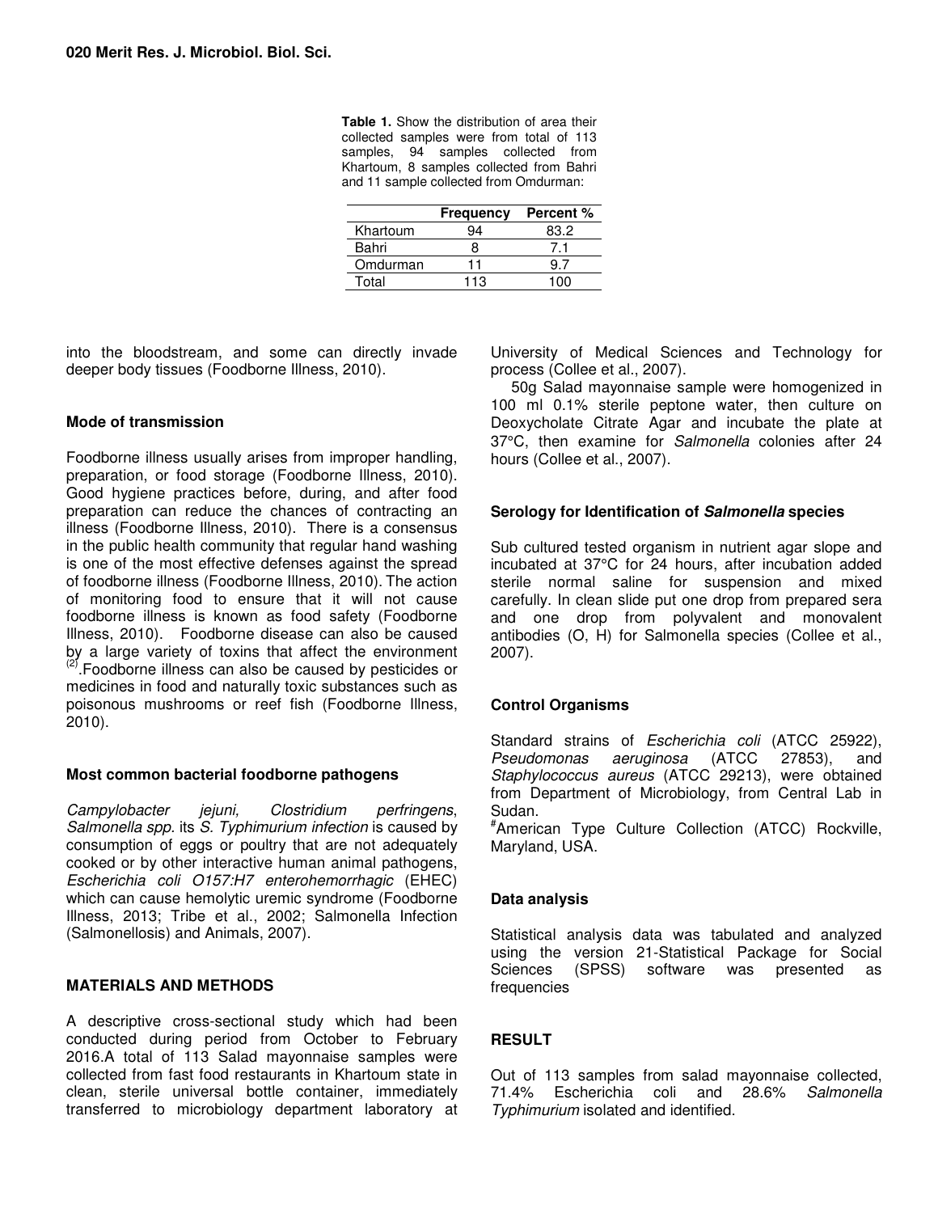**Table 1.** Show the distribution of area their collected samples were from total of 113 samples, 94 samples collected from Khartoum, 8 samples collected from Bahri and 11 sample collected from Omdurman:

| | Frequency | Percent % |
|---|---|---|
| Khartoum | 94 | 83.2 |
| Bahri | 8 | 7.1 |
| Omdurman | 11 | 9.7 |
| Total | 113 | 100 |

into the bloodstream, and some can directly invade deeper body tissues (Foodborne Illness, 2010).

### Mode of transmission

Foodborne illness usually arises from improper handling, preparation, or food storage (Foodborne Illness, 2010). Good hygiene practices before, during, and after food preparation can reduce the chances of contracting an illness (Foodborne Illness, 2010). There is a consensus in the public health community that regular hand washing is one of the most effective defenses against the spread of foodborne illness (Foodborne Illness, 2010). The action of monitoring food to ensure that it will not cause foodborne illness is known as food safety (Foodborne Illness, 2010). Foodborne disease can also be caused by a large variety of toxins that affect the environment [2].Foodborne illness can also be caused by pesticides or medicines in food and naturally toxic substances such as poisonous mushrooms or reef fish (Foodborne Illness, 2010).

### Most common bacterial foodborne pathogens

*Campylobacter jejuni, Clostridium perfringens*, *Salmonella spp.* its *S. Typhimurium infection* is caused by consumption of eggs or poultry that are not adequately cooked or by other interactive human animal pathogens, *Escherichia coli O157:H7 enterohemorrhagic* (EHEC) which can cause hemolytic uremic syndrome (Foodborne Illness, 2013; Tribe et al., 2002; Salmonella Infection (Salmonellosis) and Animals, 2007).

## MATERIALS AND METHODS

A descriptive cross-sectional study which had been conducted during period from October to February 2016.A total of 113 Salad mayonnaise samples were collected from fast food restaurants in Khartoum state in clean, sterile universal bottle container, immediately transferred to microbiology department laboratory at University of Medical Sciences and Technology for process (Collee et al., 2007).

50g Salad mayonnaise sample were homogenized in 100 ml 0.1% sterile peptone water, then culture on Deoxycholate Citrate Agar and incubate the plate at 37°C, then examine for *Salmonella* colonies after 24 hours (Collee et al., 2007).

### Serology for Identification of *Salmonella* species

Sub cultured tested organism in nutrient agar slope and incubated at 37°C for 24 hours, after incubation added sterile normal saline for suspension and mixed carefully. In clean slide put one drop from prepared sera and one drop from polyvalent and monovalent antibodies (O, H) for Salmonella species (Collee et al., 2007).

### Control Organisms

Standard strains of *Escherichia coli* (ATCC 25922), *Pseudomonas aeruginosa* (ATCC 27853), and *Staphylococcus aureus* (ATCC 29213), were obtained from Department of Microbiology, from Central Lab in Sudan.

[#]American Type Culture Collection (ATCC) Rockville, Maryland, USA.

### Data analysis

Statistical analysis data was tabulated and analyzed using the version 21-Statistical Package for Social Sciences (SPSS) software was presented as frequencies

## RESULT

Out of 113 samples from salad mayonnaise collected, 71.4% Escherichia coli and 28.6% *Salmonella Typhimurium* isolated and identified.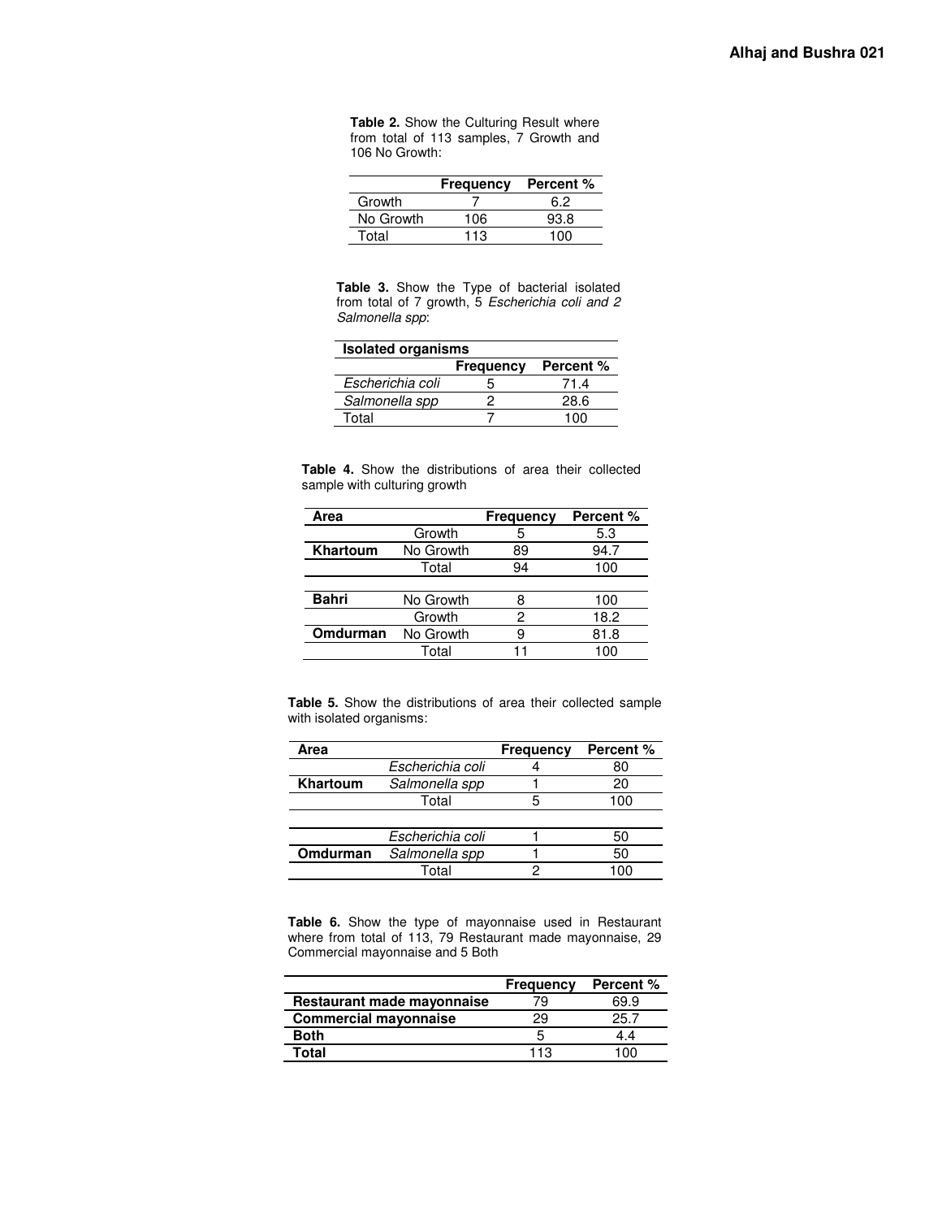**Table 2.** Show the Culturing Result where from total of 113 samples, 7 Growth and 106 No Growth:

| | Frequency | Percent % |
|---|---|---|
| Growth | 7 | 6.2 |
| No Growth | 106 | 93.8 |
| Total | 113 | 100 |

**Table 3.** Show the Type of bacterial isolated from total of 7 growth, 5 *Escherichia coli and 2 Salmonella spp*:

| **Isolated organisms** | | |
|---|---|---|
| | **Frequency** | **Percent %** |
| *Escherichia coli* | 5 | 71.4 |
| *Salmonella spp* | 2 | 28.6 |
| Total | 7 | 100 |

**Table 4.** Show the distributions of area their collected sample with culturing growth

| **Area** | | **Frequency** | **Percent %** |
|---|---|---|---|
| | Growth | 5 | 5.3 |
| **Khartoum** | No Growth | 89 | 94.7 |
| | Total | 94 | 100 |
| | | | |
| **Bahri** | No Growth | 8 | 100 |
| | Growth | 2 | 18.2 |
| **Omdurman** | No Growth | 9 | 81.8 |
| | Total | 11 | 100 |

**Table 5.** Show the distributions of area their collected sample with isolated organisms:

| **Area** | | **Frequency** | **Percent %** |
|---|---|---|---|
| | *Escherichia coli* | 4 | 80 |
| **Khartoum** | *Salmonella spp* | 1 | 20 |
| | Total | 5 | 100 |
| | | | |
| | *Escherichia coli* | 1 | 50 |
| **Omdurman** | *Salmonella spp* | 1 | 50 |
| | Total | 2 | 100 |

**Table 6.** Show the type of mayonnaise used in Restaurant where from total of 113, 79 Restaurant made mayonnaise, 29 Commercial mayonnaise and 5 Both

| | **Frequency** | **Percent %** |
|---|---|---|
| **Restaurant made mayonnaise** | 79 | 69.9 |
| **Commercial mayonnaise** | 29 | 25.7 |
| **Both** | 5 | 4.4 |
| **Total** | 113 | 100 |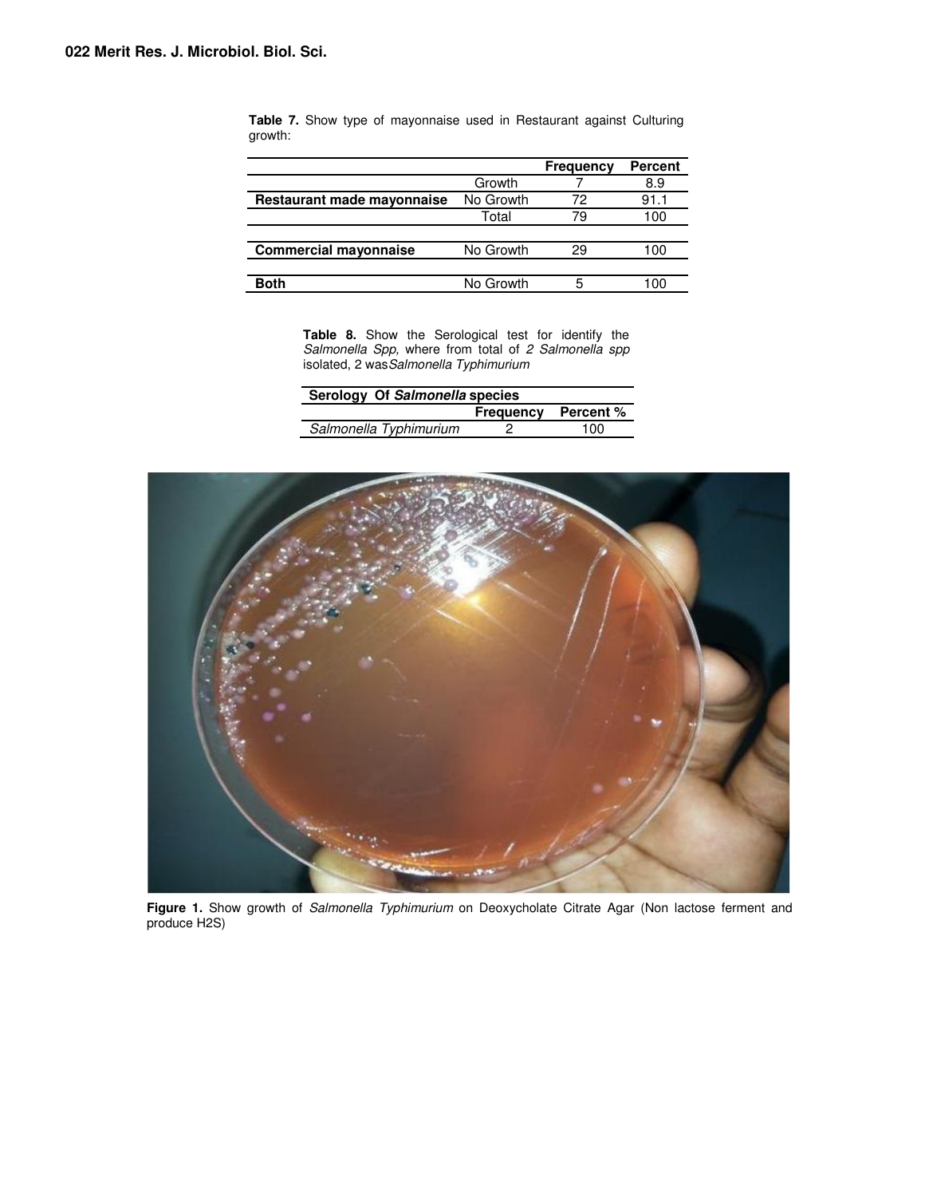**Table 7.** Show type of mayonnaise used in Restaurant against Culturing growth:

| | | Frequency | Percent |
|---|---|---|---|
| Restaurant made mayonnaise | Growth | 7 | 8.9 |
| | No Growth | 72 | 91.1 |
| | Total | 79 | 100 |
| Commercial mayonnaise | No Growth | 29 | 100 |
| Both | No Growth | 5 | 100 |

**Table 8.** Show the Serological test for identify the *Salmonella Spp,* where from total of *2 Salmonella spp* isolated, 2 was*Salmonella Typhimurium*

| Serology Of *Salmonella* species | | |
|---|---|---|
| | Frequency | Percent % |
| *Salmonella Typhimurium* | 2 | 100 |

**Figure 1.** Show growth of *Salmonella Typhimurium* on Deoxycholate Citrate Agar (Non lactose ferment and produce H2S)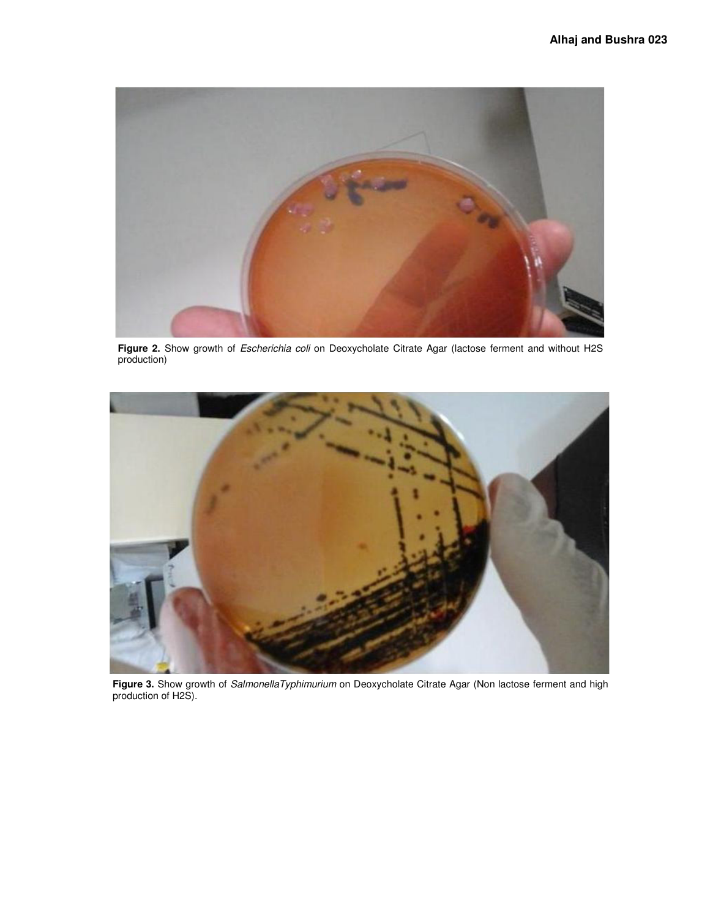Figure 2. Show growth of *Escherichia coli* on Deoxycholate Citrate Agar (lactose ferment and without H2S production)

Figure 3. Show growth of *SalmonellaTyphimurium* on Deoxycholate Citrate Agar (Non lactose ferment and high production of H2S).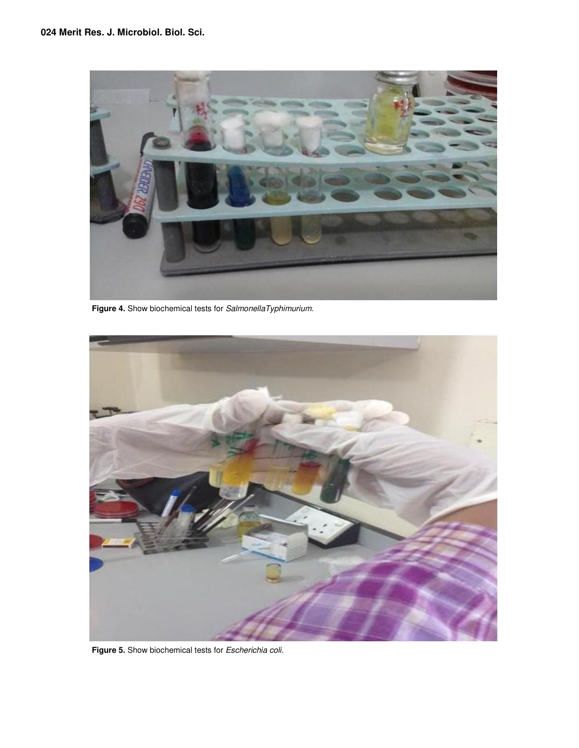**Figure 4.** Show biochemical tests for *SalmonellaTyphimurium.*

**Figure 5.** Show biochemical tests for *Escherichia coli.*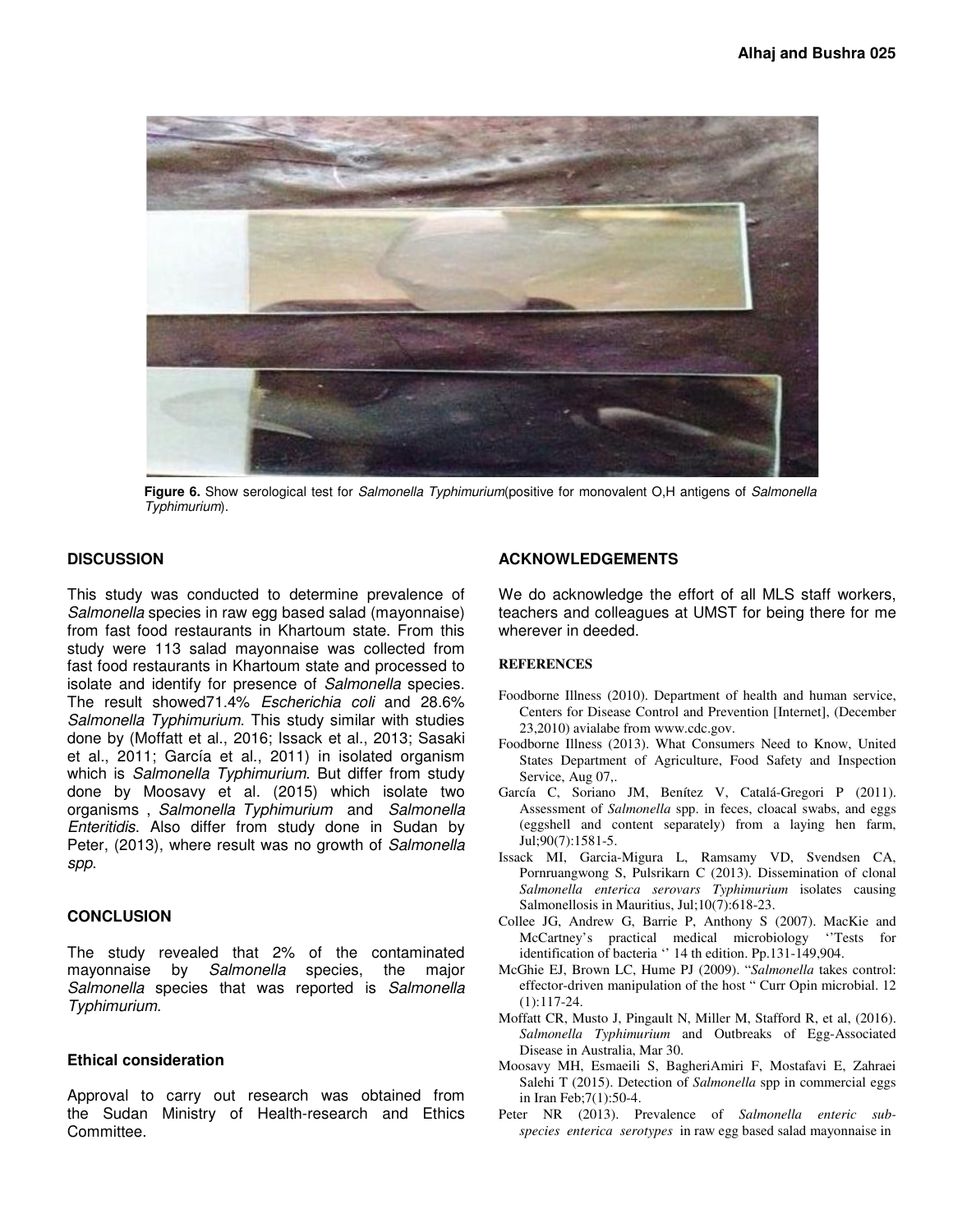**Figure 6.** Show serological test for *Salmonella Typhimurium*(positive for monovalent O,H antigens of *Salmonella Typhimurium*).

## DISCUSSION

This study was conducted to determine prevalence of *Salmonella* species in raw egg based salad (mayonnaise) from fast food restaurants in Khartoum state. From this study were 113 salad mayonnaise was collected from fast food restaurants in Khartoum state and processed to isolate and identify for presence of *Salmonella* species. The result showed71.4% *Escherichia coli* and 28.6% *Salmonella Typhimurium*. This study similar with studies done by (Moffatt et al., 2016; Issack et al., 2013; Sasaki et al., 2011; García et al., 2011) in isolated organism which is *Salmonella Typhimurium*. But differ from study done by Moosavy et al. (2015) which isolate two organisms , *Salmonella Typhimurium* and *Salmonella Enteritidis*. Also differ from study done in Sudan by Peter, (2013), where result was no growth of *Salmonella spp*.

## CONCLUSION

The study revealed that 2% of the contaminated mayonnaise by *Salmonella* species, the major *Salmonella* species that was reported is *Salmonella Typhimurium*.

### Ethical consideration

Approval to carry out research was obtained from the Sudan Ministry of Health-research and Ethics Committee.

## ACKNOWLEDGEMENTS

We do acknowledge the effort of all MLS staff workers, teachers and colleagues at UMST for being there for me wherever in deeded.

## REFERENCES

Foodborne Illness (2010). Department of health and human service, Centers for Disease Control and Prevention [Internet], (December 23,2010) avialabe from www.cdc.gov.

Foodborne Illness (2013). What Consumers Need to Know, United States Department of Agriculture, Food Safety and Inspection Service, Aug 07,.

García C, Soriano JM, Benítez V, Catalá-Gregori P (2011). Assessment of *Salmonella* spp. in feces, cloacal swabs, and eggs (eggshell and content separately) from a laying hen farm, Jul;90(7):1581-5.

Issack MI, Garcia-Migura L, Ramsamy VD, Svendsen CA, Pornruangwong S, Pulsrikarn C (2013). Dissemination of clonal *Salmonella enterica serovars Typhimurium* isolates causing Salmonellosis in Mauritius, Jul;10(7):618-23.

Collee JG, Andrew G, Barrie P, Anthony S (2007). MacKie and McCartney's practical medical microbiology ''Tests for identification of bacteria '' 14 th edition. Pp.131-149,904.

McGhie EJ, Brown LC, Hume PJ (2009). "*Salmonella* takes control: effector-driven manipulation of the host " Curr Opin microbial. 12 (1):117-24.

Moffatt CR, Musto J, Pingault N, Miller M, Stafford R, et al, (2016). *Salmonella Typhimurium* and Outbreaks of Egg-Associated Disease in Australia, Mar 30.

Moosavy MH, Esmaeili S, BagheriAmiri F, Mostafavi E, Zahraei Salehi T (2015). Detection of *Salmonella* spp in commercial eggs in Iran Feb;7(1):50-4.

Peter NR (2013). Prevalence of *Salmonella enteric sub-species enterica serotypes* in raw egg based salad mayonnaise in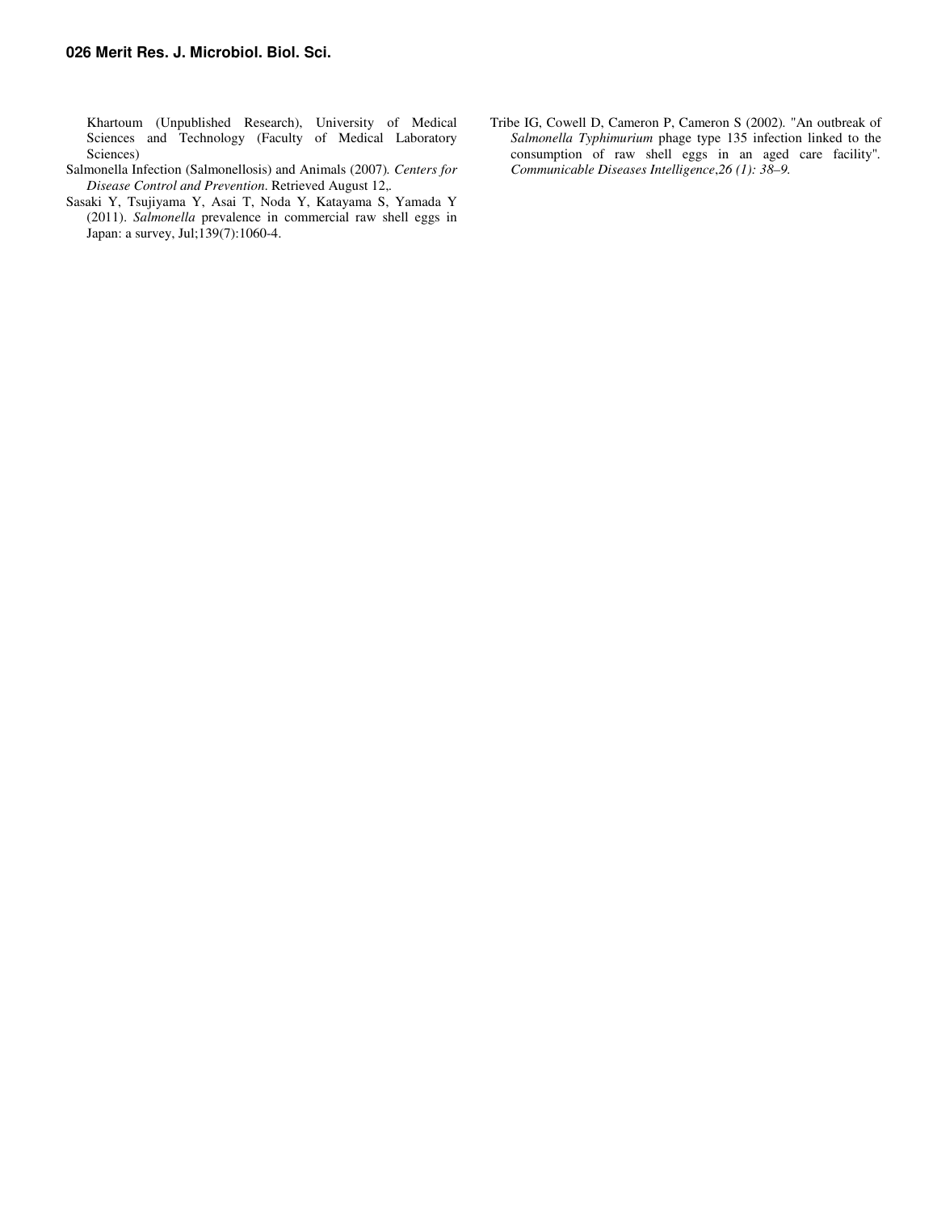Khartoum (Unpublished Research), University of Medical Sciences and Technology (Faculty of Medical Laboratory Sciences)

Salmonella Infection (Salmonellosis) and Animals (2007). *Centers for Disease Control and Prevention*. Retrieved August 12,.

Sasaki Y, Tsujiyama Y, Asai T, Noda Y, Katayama S, Yamada Y (2011). *Salmonella* prevalence in commercial raw shell eggs in Japan: a survey, Jul;139(7):1060-4.

Tribe IG, Cowell D, Cameron P, Cameron S (2002). "An outbreak of *Salmonella Typhimurium* phage type 135 infection linked to the consumption of raw shell eggs in an aged care facility". *Communicable Diseases Intelligence*,*26 (1): 38–9.*